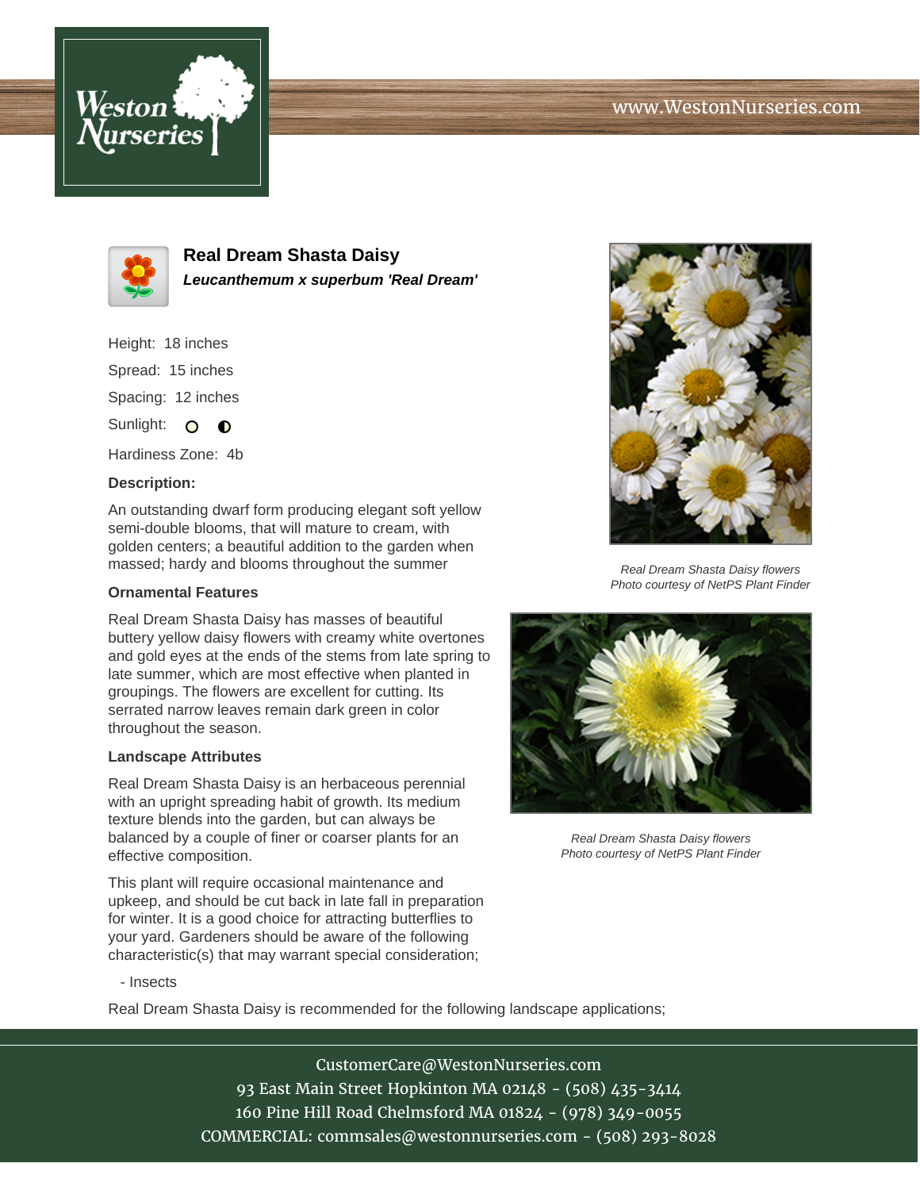# Real Dream Shasta Daisy

***Leucanthemum x superbum 'Real Dream'***

Height: 18 inches

Spread: 15 inches

Spacing: 12 inches

Sunlight:

Hardiness Zone: 4b

**Description:**

An outstanding dwarf form producing elegant soft yellow semi-double blooms, that will mature to cream, with golden centers; a beautiful addition to the garden when massed; hardy and blooms throughout the summer

Real Dream Shasta Daisy flowers
Photo courtesy of NetPS Plant Finder

### Ornamental Features

Real Dream Shasta Daisy has masses of beautiful buttery yellow daisy flowers with creamy white overtones and gold eyes at the ends of the stems from late spring to late summer, which are most effective when planted in groupings. The flowers are excellent for cutting. Its serrated narrow leaves remain dark green in color throughout the season.

Real Dream Shasta Daisy flowers
Photo courtesy of NetPS Plant Finder

### Landscape Attributes

Real Dream Shasta Daisy is an herbaceous perennial with an upright spreading habit of growth. Its medium texture blends into the garden, but can always be balanced by a couple of finer or coarser plants for an effective composition.

This plant will require occasional maintenance and upkeep, and should be cut back in late fall in preparation for winter. It is a good choice for attracting butterflies to your yard. Gardeners should be aware of the following characteristic(s) that may warrant special consideration;

- Insects

Real Dream Shasta Daisy is recommended for the following landscape applications;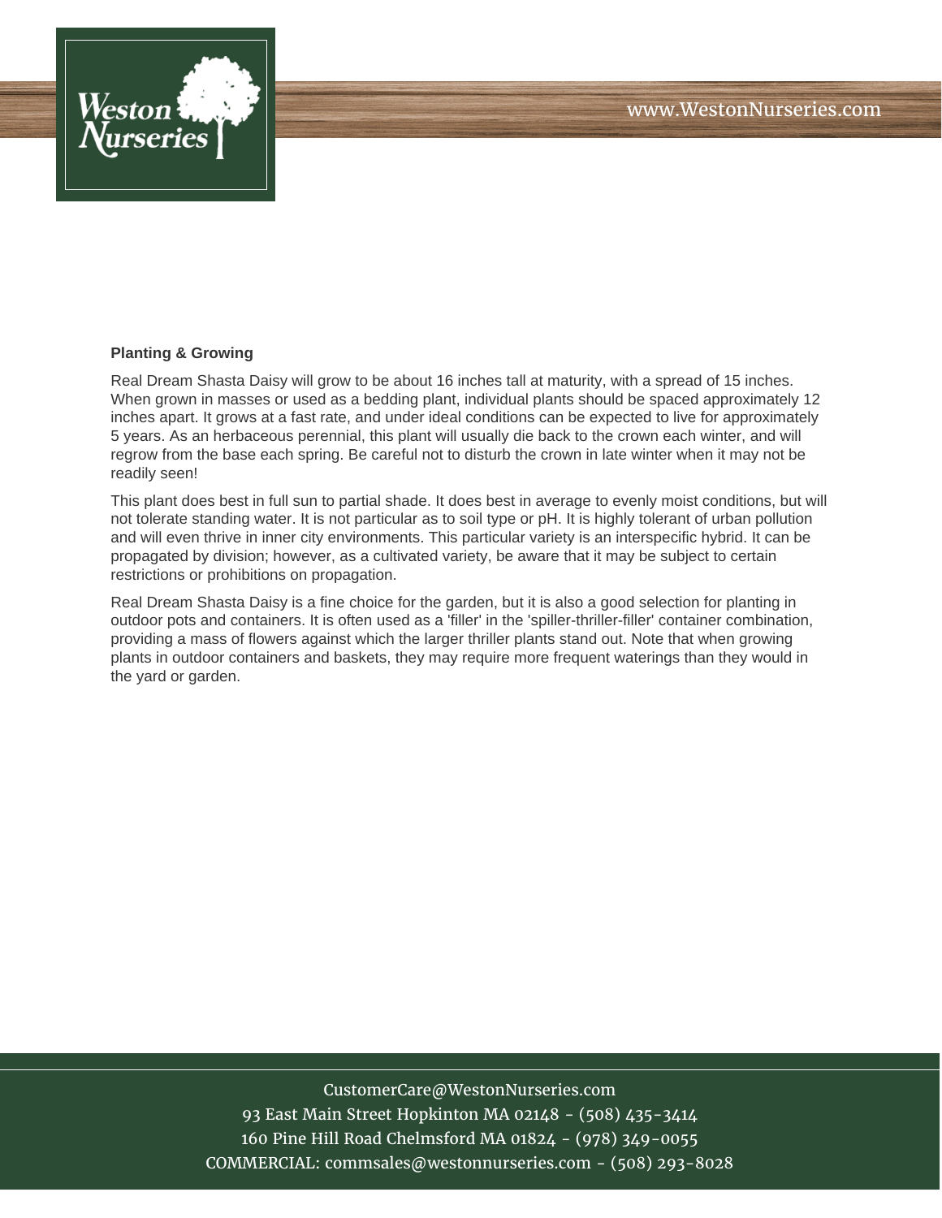### Planting & Growing

Real Dream Shasta Daisy will grow to be about 16 inches tall at maturity, with a spread of 15 inches. When grown in masses or used as a bedding plant, individual plants should be spaced approximately 12 inches apart. It grows at a fast rate, and under ideal conditions can be expected to live for approximately 5 years. As an herbaceous perennial, this plant will usually die back to the crown each winter, and will regrow from the base each spring. Be careful not to disturb the crown in late winter when it may not be readily seen!

This plant does best in full sun to partial shade. It does best in average to evenly moist conditions, but will not tolerate standing water. It is not particular as to soil type or pH. It is highly tolerant of urban pollution and will even thrive in inner city environments. This particular variety is an interspecific hybrid. It can be propagated by division; however, as a cultivated variety, be aware that it may be subject to certain restrictions or prohibitions on propagation.

Real Dream Shasta Daisy is a fine choice for the garden, but it is also a good selection for planting in outdoor pots and containers. It is often used as a 'filler' in the 'spiller-thriller-filler' container combination, providing a mass of flowers against which the larger thriller plants stand out. Note that when growing plants in outdoor containers and baskets, they may require more frequent waterings than they would in the yard or garden.